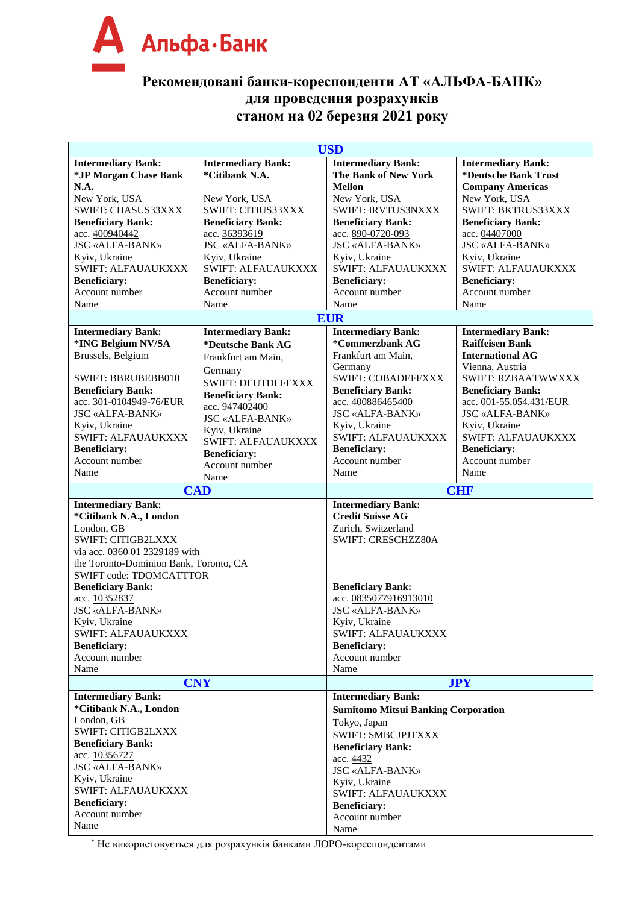Альфа-Банк

# Рекомендовані банки-кореспонденти АТ «АЛЬФА-БАНК» для проведення розрахунків станом на 02 березня 2021 року

| **USD** | | | |
|---|---|---|---|
| **Intermediary Bank:**<br>**\*JP Morgan Chase Bank N.A.**<br>New York, USA<br>SWIFT: CHASUS33XXX<br>**Beneficiary Bank:**<br>acc. 400940442<br>JSC «ALFA-BANK»<br>Kyiv, Ukraine<br>SWIFT: ALFAUAUKXXX<br>**Beneficiary:**<br>Account number<br>Name | **Intermediary Bank:**<br>**\*Citibank N.A.**<br>New York, USA<br>SWIFT: CITIUS33XXX<br>**Beneficiary Bank:**<br>acc. 36393619<br>JSC «ALFA-BANK»<br>Kyiv, Ukraine<br>SWIFT: ALFAUAUKXXX<br>**Beneficiary:**<br>Account number<br>Name | **Intermediary Bank:**<br>**The Bank of New York Mellon**<br>New York, USA<br>SWIFT: IRVTUS3NXXX<br>**Beneficiary Bank:**<br>acc. 890-0720-093<br>JSC «ALFA-BANK»<br>Kyiv, Ukraine<br>SWIFT: ALFAUAUKXXX<br>**Beneficiary:**<br>Account number<br>Name | **Intermediary Bank:**<br>**\*Deutsche Bank Trust Company Americas**<br>New York, USA<br>SWIFT: BKTRUS33XXX<br>**Beneficiary Bank:**<br>acc. 04407000<br>JSC «ALFA-BANK»<br>Kyiv, Ukraine<br>SWIFT: ALFAUAUKXXX<br>**Beneficiary:**<br>Account number<br>Name |
| **EUR** | | | |
| **Intermediary Bank:**<br>**\*ING Belgium NV/SA**<br>Brussels, Belgium<br>SWIFT: BBRUBEBB010<br>**Beneficiary Bank:**<br>acc. 301-0104949-76/EUR<br>JSC «ALFA-BANK»<br>Kyiv, Ukraine<br>SWIFT: ALFAUAUKXXX<br>**Beneficiary:**<br>Account number<br>Name | **Intermediary Bank:**<br>**\*Deutsche Bank AG**<br>Frankfurt am Main, Germany<br>SWIFT: DEUTDEFFXXX<br>**Beneficiary Bank:**<br>acc. 947402400<br>JSC «ALFA-BANK»<br>Kyiv, Ukraine<br>SWIFT: ALFAUAUKXXX<br>**Beneficiary:**<br>Account number<br>Name | **Intermediary Bank:**<br>**\*Commerzbank AG**<br>Frankfurt am Main, Germany<br>SWIFT: COBADEFFXXX<br>**Beneficiary Bank:**<br>acc. 400886465400<br>JSC «ALFA-BANK»<br>Kyiv, Ukraine<br>SWIFT: ALFAUAUKXXX<br>**Beneficiary:**<br>Account number<br>Name | **Intermediary Bank:**<br>**Raiffeisen Bank International AG**<br>Vienna, Austria<br>SWIFT: RZBAATWWXXX<br>**Beneficiary Bank:**<br>acc. 001-55.054.431/EUR<br>JSC «ALFA-BANK»<br>Kyiv, Ukraine<br>SWIFT: ALFAUAUKXXX<br>**Beneficiary:**<br>Account number<br>Name |

| **CAD** | **CHF** |
|---|---|
| **Intermediary Bank:**<br>**\*Citibank N.A., London**<br>London, GB<br>SWIFT: CITIGB2LXXX<br>via acc. 0360 01 2329189 with<br>the Toronto-Dominion Bank, Toronto, CA<br>SWIFT code: TDOMCATTTOR<br>**Beneficiary Bank:**<br>acc. 10352837<br>JSC «ALFA-BANK»<br>Kyiv, Ukraine<br>SWIFT: ALFAUAUKXXX<br>**Beneficiary:**<br>Account number<br>Name | **Intermediary Bank:**<br>**Credit Suisse AG**<br>Zurich, Switzerland<br>SWIFT: CRESCHZZ80A<br>**Beneficiary Bank:**<br>acc. 0835077916913010<br>JSC «ALFA-BANK»<br>Kyiv, Ukraine<br>SWIFT: ALFAUAUKXXX<br>**Beneficiary:**<br>Account number<br>Name |
| **CNY** | **JPY** |
| **Intermediary Bank:**<br>**\*Citibank N.A., London**<br>London, GB<br>SWIFT: CITIGB2LXXX<br>**Beneficiary Bank:**<br>acc. 10356727<br>JSC «ALFA-BANK»<br>Kyiv, Ukraine<br>SWIFT: ALFAUAUKXXX<br>**Beneficiary:**<br>Account number<br>Name | **Intermediary Bank:**<br>**Sumitomo Mitsui Banking Corporation**<br>Tokyo, Japan<br>SWIFT: SMBCJPJTXXX<br>**Beneficiary Bank:**<br>acc. 4432<br>JSC «ALFA-BANK»<br>Kyiv, Ukraine<br>SWIFT: ALFAUAUKXXX<br>**Beneficiary:**<br>Account number<br>Name |

\* Не використовується для розрахунків банками ЛОРО-кореспондентами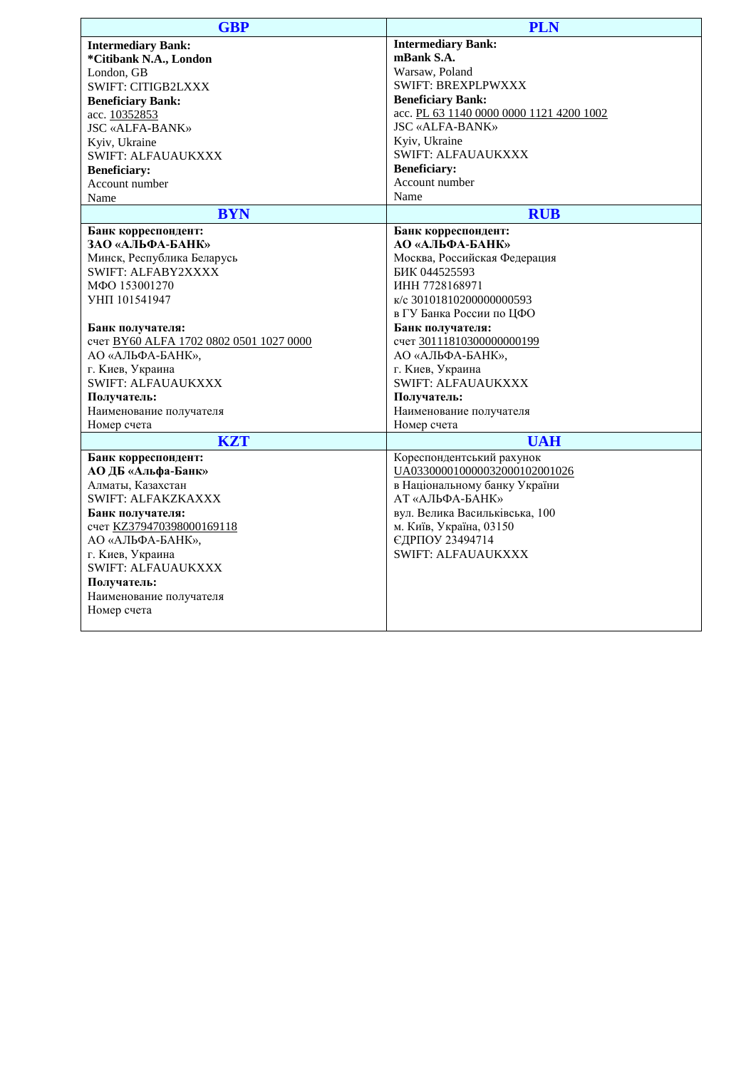| GBP | PLN |
| --- | --- |
| **Intermediary Bank:**<br>**\*Citibank N.A., London**<br>London, GB<br>SWIFT: CITIGB2LXXX<br>**Beneficiary Bank:**<br>acc. 10352853<br>JSC «ALFA-BANK»<br>Kyiv, Ukraine<br>SWIFT: ALFAUAUKXXX<br>**Beneficiary:**<br>Account number<br>Name | **Intermediary Bank:**<br>**mBank S.A.**<br>Warsaw, Poland<br>SWIFT: BREXPLPWXXX<br>**Beneficiary Bank:**<br>acc. PL 63 1140 0000 0000 1121 4200 1002<br>JSC «ALFA-BANK»<br>Kyiv, Ukraine<br>SWIFT: ALFAUAUKXXX<br>**Beneficiary:**<br>Account number<br>Name |
| **BYN** | **RUB** |
| **Банк корреспондент:**<br>**ЗАО «АЛЬФА-БАНК»**<br>Минск, Республика Беларусь<br>SWIFT: ALFABY2XXXX<br>МФО 153001270<br>УНП 101541947<br><br>**Банк получателя:**<br>счет BY60 ALFA 1702 0802 0501 1027 0000<br>АО «АЛЬФА-БАНК»,<br>г. Киев, Украина<br>SWIFT: ALFAUAUKXXX<br>**Получатель:**<br>Наименование получателя<br>Номер счета | **Банк корреспондент:**<br>**АО «АЛЬФА-БАНК»**<br>Москва, Российская Федерация<br>БИК 044525593<br>ИНН 7728168971<br>к/с 30101810200000000593<br>в ГУ Банка России по ЦФО<br>**Банк получателя:**<br>счет 30111810300000000199<br>АО «АЛЬФА-БАНК»,<br>г. Киев, Украина<br>SWIFT: ALFAUAUKXXX<br>**Получатель:**<br>Наименование получателя<br>Номер счета |
| **KZT** | **UAH** |
| **Банк корреспондент:**<br>**АО ДБ «Альфа-Банк»**<br>Алматы, Казахстан<br>SWIFT: ALFAKZKAXXX<br>**Банк получателя:**<br>счет KZ379470398000169118<br>АО «АЛЬФА-БАНК»,<br>г. Киев, Украина<br>SWIFT: ALFAUAUKXXX<br>**Получатель:**<br>Наименование получателя<br>Номер счета | Кореспондентський рахунок<br>UA033000010000032000102001026<br>в Національному банку України<br>АТ «АЛЬФА-БАНК»<br>вул. Велика Васильківська, 100<br>м. Київ, Україна, 03150<br>ЄДРПОУ 23494714<br>SWIFT: ALFAUAUKXXX |